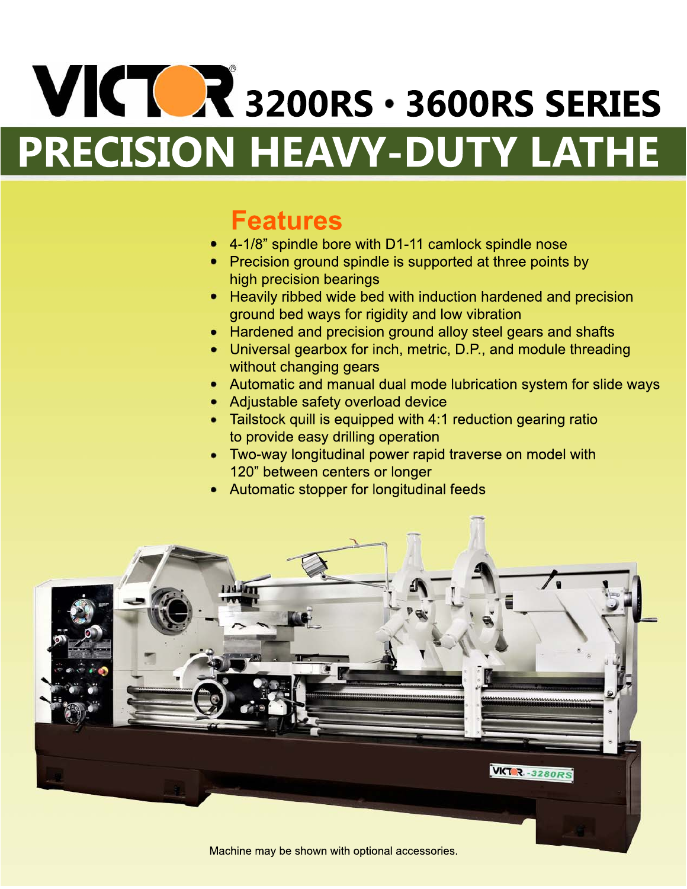# VICTOR 3200RS • 3600RS SERIES

# PRECISION HEAVY-DUTY LATHE

## Features

- 4-1/8” spindle bore with D1-11 camlock spindle nose
- Precision ground spindle is supported at three points by high precision bearings
- Heavily ribbed wide bed with induction hardened and precision ground bed ways for rigidity and low vibration
- Hardened and precision ground alloy steel gears and shafts
- Universal gearbox for inch, metric, D.P., and module threading without changing gears
- Automatic and manual dual mode lubrication system for slide ways
- Adjustable safety overload device
- Tailstock quill is equipped with 4:1 reduction gearing ratio to provide easy drilling operation
- Two-way longitudinal power rapid traverse on model with 120” between centers or longer
- Automatic stopper for longitudinal feeds

Machine may be shown with optional accessories.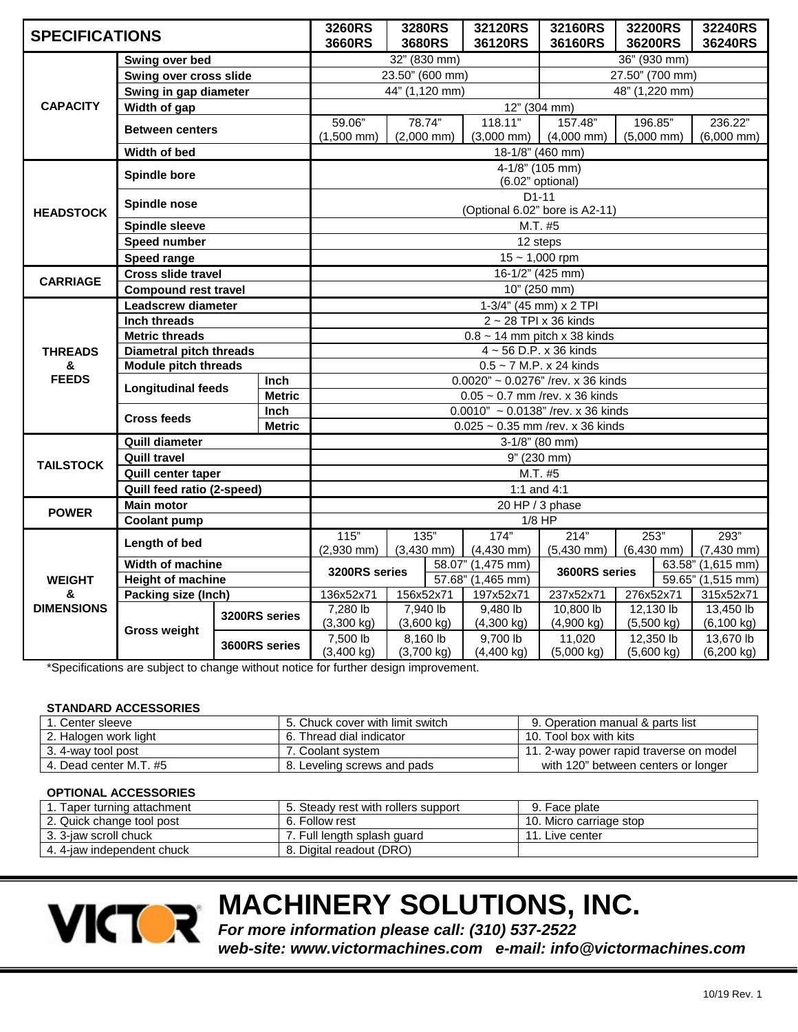| SPECIFICATIONS | | | 3260RS 3660RS | 3280RS 3680RS | 32120RS 36120RS | 32160RS 36160RS | 32200RS 36200RS | 32240RS 36240RS |
|---|---|---|---|---|---|---|---|---|
| CAPACITY | Swing over bed | | 32" (830 mm) | | | 36" (930 mm) | | |
| | Swing over cross slide | | 23.50" (600 mm) | | | 27.50" (700 mm) | | |
| | Swing in gap diameter | | 44" (1,120 mm) | | | 48" (1,220 mm) | | |
| | Width of gap | | 12" (304 mm) | | | | | |
| | Between centers | | 59.06" (1,500 mm) | 78.74" (2,000 mm) | 118.11" (3,000 mm) | 157.48" (4,000 mm) | 196.85" (5,000 mm) | 236.22" (6,000 mm) |
| | Width of bed | | 18-1/8" (460 mm) | | | | | |
| HEADSTOCK | Spindle bore | | 4-1/8" (105 mm) (6.02" optional) | | | | | |
| | Spindle nose | | D1-11 (Optional 6.02" bore is A2-11) | | | | | |
| | Spindle sleeve | | M.T. #5 | | | | | |
| | Speed number | | 12 steps | | | | | |
| | Speed range | | 15 ~ 1,000 rpm | | | | | |
| CARRIAGE | Cross slide travel | | 16-1/2" (425 mm) | | | | | |
| | Compound rest travel | | 10" (250 mm) | | | | | |
| THREADS & FEEDS | Leadscrew diameter | | 1-3/4" (45 mm) x 2 TPI | | | | | |
| | Inch threads | | 2 ~ 28 TPI x 36 kinds | | | | | |
| | Metric threads | | 0.8 ~ 14 mm pitch x 38 kinds | | | | | |
| | Diametral pitch threads | | 4 ~ 56 D.P. x 36 kinds | | | | | |
| | Module pitch threads | | 0.5 ~ 7 M.P. x 24 kinds | | | | | |
| | Longitudinal feeds | Inch | 0.0020" ~ 0.0276" /rev. x 36 kinds | | | | | |
| | | Metric | 0.05 ~ 0.7 mm /rev. x 36 kinds | | | | | |
| | Cross feeds | Inch | 0.0010" ~ 0.0138" /rev. x 36 kinds | | | | | |
| | | Metric | 0.025 ~ 0.35 mm /rev. x 36 kinds | | | | | |
| TAILSTOCK | Quill diameter | | 3-1/8" (80 mm) | | | | | |
| | Quill travel | | 9" (230 mm) | | | | | |
| | Quill center taper | | M.T. #5 | | | | | |
| | Quill feed ratio (2-speed) | | 1:1 and 4:1 | | | | | |
| POWER | Main motor | | 20 HP / 3 phase | | | | | |
| | Coolant pump | | 1/8 HP | | | | | |
| WEIGHT & DIMENSIONS | Length of bed | | 115" (2,930 mm) | 135" (3,430 mm) | 174" (4,430 mm) | 214" (5,430 mm) | 253" (6,430 mm) | 293" (7,430 mm) |
| | Width of machine | | 3200RS series | | 58.07" (1,475 mm) | 3600RS series | | 63.58" (1,615 mm) |
| | Height of machine | | | | 57.68" (1,465 mm) | | | 59.65" (1,515 mm) |
| | Packing size (Inch) | | 136x52x71 | 156x52x71 | 197x52x71 | 237x52x71 | 276x52x71 | 315x52x71 |
| | Gross weight | 3200RS series | 7,280 lb (3,300 kg) | 7,940 lb (3,600 kg) | 9,480 lb (4,300 kg) | 10,800 lb (4,900 kg) | 12,130 lb (5,500 kg) | 13,450 lb (6,100 kg) |
| | | 3600RS series | 7,500 lb (3,400 kg) | 8,160 lb (3,700 kg) | 9,700 lb (4,400 kg) | 11,020 (5,000 kg) | 12,350 lb (5,600 kg) | 13,670 lb (6,200 kg) |

*Specifications are subject to change without notice for further design improvement.

**STANDARD ACCESSORIES**

| | | |
|---|---|---|
| 1. Center sleeve | 5. Chuck cover with limit switch | 9. Operation manual & parts list |
| 2. Halogen work light | 6. Thread dial indicator | 10. Tool box with kits |
| 3. 4-way tool post | 7. Coolant system | 11. 2-way power rapid traverse on model |
| 4. Dead center M.T. #5 | 8. Leveling screws and pads | with 120" between centers or longer |

**OPTIONAL ACCESSORIES**

| | | |
|---|---|---|
| 1. Taper turning attachment | 5. Steady rest with rollers support | 9. Face plate |
| 2. Quick change tool post | 6. Follow rest | 10. Micro carriage stop |
| 3. 3-jaw scroll chuck | 7. Full length splash guard | 11. Live center |
| 4. 4-jaw independent chuck | 8. Digital readout (DRO) | |

# VICTOR MACHINERY SOLUTIONS, INC.

***For more information please call: (310) 537-2522***

***web-site: www.victormachines.com e-mail: info@victormachines.com***

10/19 Rev. 1